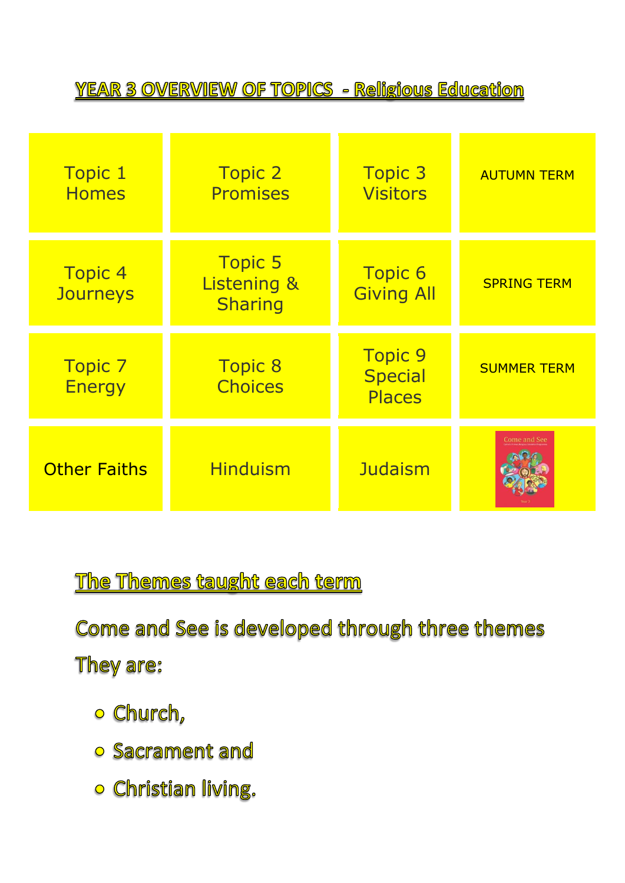# YEAR 3 OVERVIEW OF TOPICS - Religious Education

| | | | |
|---|---|---|---|
| Topic 1 Homes | Topic 2 Promises | Topic 3 Visitors | AUTUMN TERM |
| Topic 4 Journeys | Topic 5 Listening & Sharing | Topic 6 Giving All | SPRING TERM |
| Topic 7 Energy | Topic 8 Choices | Topic 9 Special Places | SUMMER TERM |
| Other Faiths | Hinduism | Judaism | |

## The Themes taught each term

Come and See is developed through three themes

They are:

- Church,
- Sacrament and
- Christian living.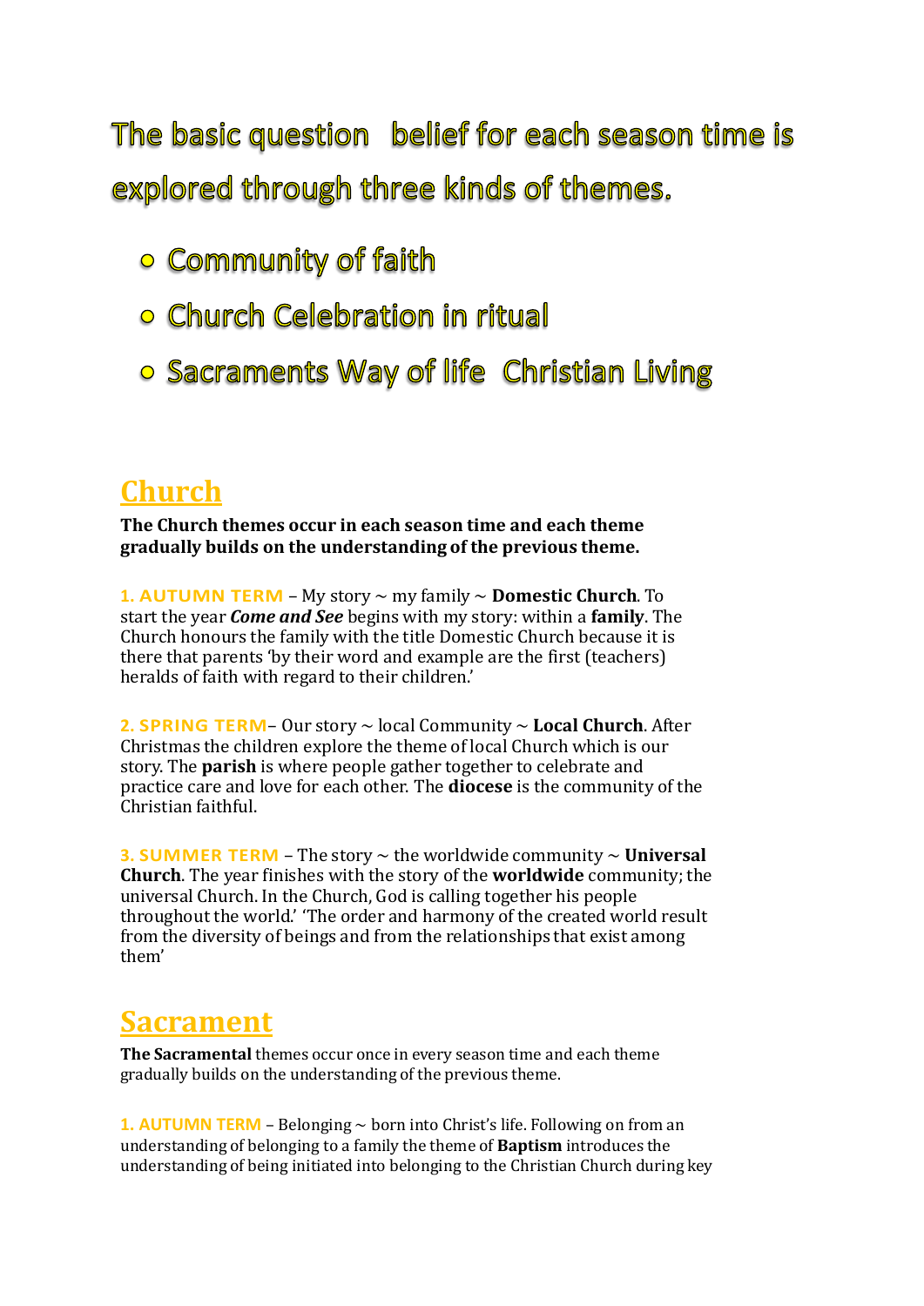# The basic question belief for each season time is explored through three kinds of themes.

- Community of faith
- Church Celebration in ritual
- Sacraments Way of life Christian Living

## Church

**The Church themes occur in each season time and each theme gradually builds on the understanding of the previous theme.**

**1. AUTUMN TERM** – My story ~ my family ~ **Domestic Church**. To start the year ***Come and See*** begins with my story: within a **family**. The Church honours the family with the title Domestic Church because it is there that parents 'by their word and example are the first (teachers) heralds of faith with regard to their children.'

**2. SPRING TERM**– Our story ~ local Community ~ **Local Church**. After Christmas the children explore the theme of local Church which is our story. The **parish** is where people gather together to celebrate and practice care and love for each other. The **diocese** is the community of the Christian faithful.

**3. SUMMER TERM** – The story ~ the worldwide community ~ **Universal Church**. The year finishes with the story of the **worldwide** community; the universal Church. In the Church, God is calling together his people throughout the world.' 'The order and harmony of the created world result from the diversity of beings and from the relationships that exist among them'

## Sacrament

**The Sacramental** themes occur once in every season time and each theme gradually builds on the understanding of the previous theme.

**1. AUTUMN TERM** – Belonging ~ born into Christ's life. Following on from an understanding of belonging to a family the theme of **Baptism** introduces the understanding of being initiated into belonging to the Christian Church during key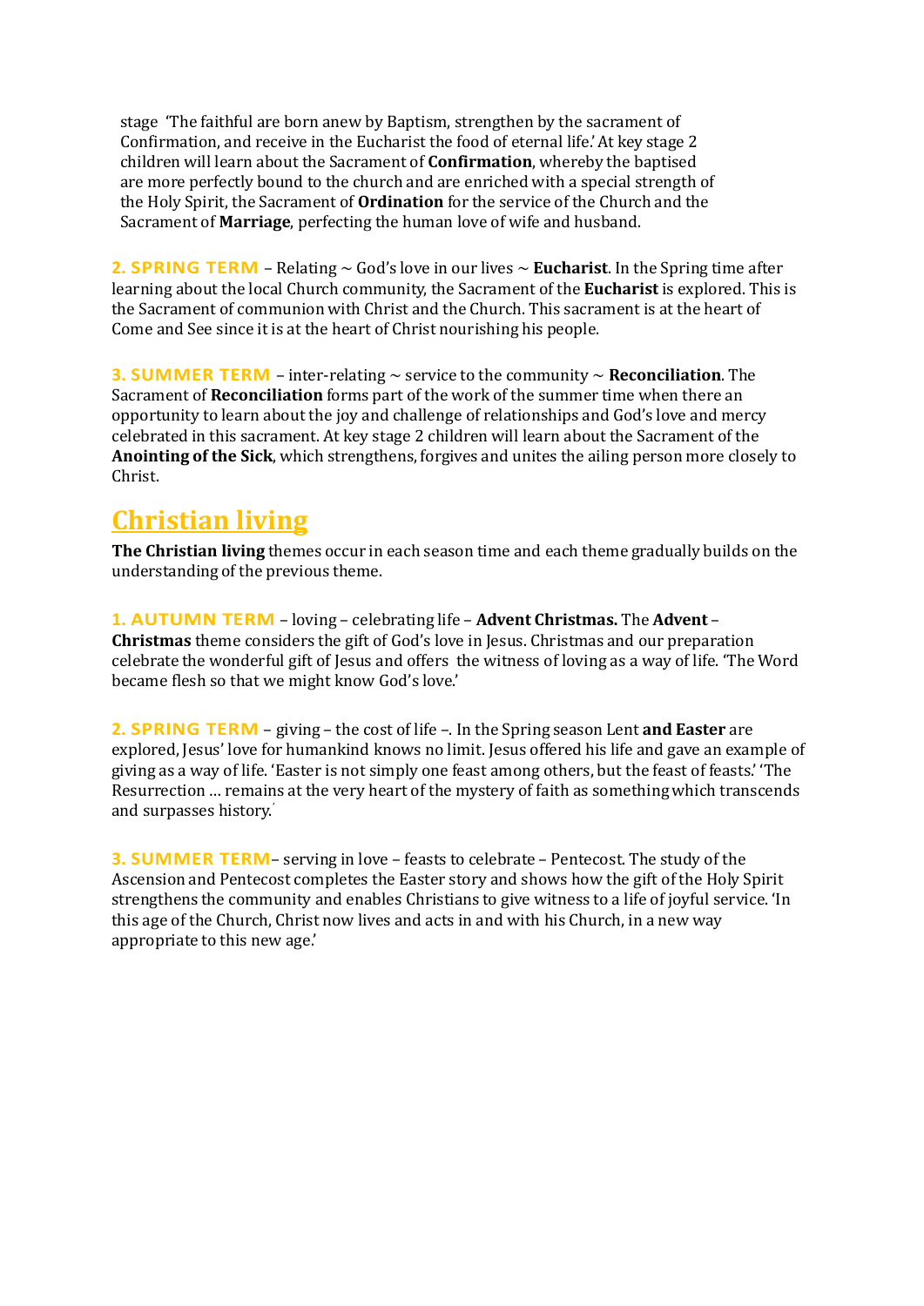stage 'The faithful are born anew by Baptism, strengthen by the sacrament of Confirmation, and receive in the Eucharist the food of eternal life.' At key stage 2 children will learn about the Sacrament of **Confirmation**, whereby the baptised are more perfectly bound to the church and are enriched with a special strength of the Holy Spirit, the Sacrament of **Ordination** for the service of the Church and the Sacrament of **Marriage**, perfecting the human love of wife and husband.

**2. SPRING TERM** – Relating ~ God's love in our lives ~ **Eucharist**. In the Spring time after learning about the local Church community, the Sacrament of the **Eucharist** is explored. This is the Sacrament of communion with Christ and the Church. This sacrament is at the heart of Come and See since it is at the heart of Christ nourishing his people.

**3. SUMMER TERM** – inter-relating ~ service to the community ~ **Reconciliation**. The Sacrament of **Reconciliation** forms part of the work of the summer time when there an opportunity to learn about the joy and challenge of relationships and God's love and mercy celebrated in this sacrament. At key stage 2 children will learn about the Sacrament of the **Anointing of the Sick**, which strengthens, forgives and unites the ailing person more closely to Christ.

## Christian living

**The Christian living** themes occur in each season time and each theme gradually builds on the understanding of the previous theme.

**1. AUTUMN TERM** – loving – celebrating life – **Advent Christmas.** The **Advent** – **Christmas** theme considers the gift of God's love in Jesus. Christmas and our preparation celebrate the wonderful gift of Jesus and offers the witness of loving as a way of life. 'The Word became flesh so that we might know God's love.'

**2. SPRING TERM** – giving – the cost of life –. In the Spring season Lent **and Easter** are explored, Jesus' love for humankind knows no limit. Jesus offered his life and gave an example of giving as a way of life. 'Easter is not simply one feast among others, but the feast of feasts.' 'The Resurrection … remains at the very heart of the mystery of faith as something which transcends and surpasses history.'

**3. SUMMER TERM**– serving in love – feasts to celebrate – Pentecost. The study of the Ascension and Pentecost completes the Easter story and shows how the gift of the Holy Spirit strengthens the community and enables Christians to give witness to a life of joyful service. 'In this age of the Church, Christ now lives and acts in and with his Church, in a new way appropriate to this new age.'